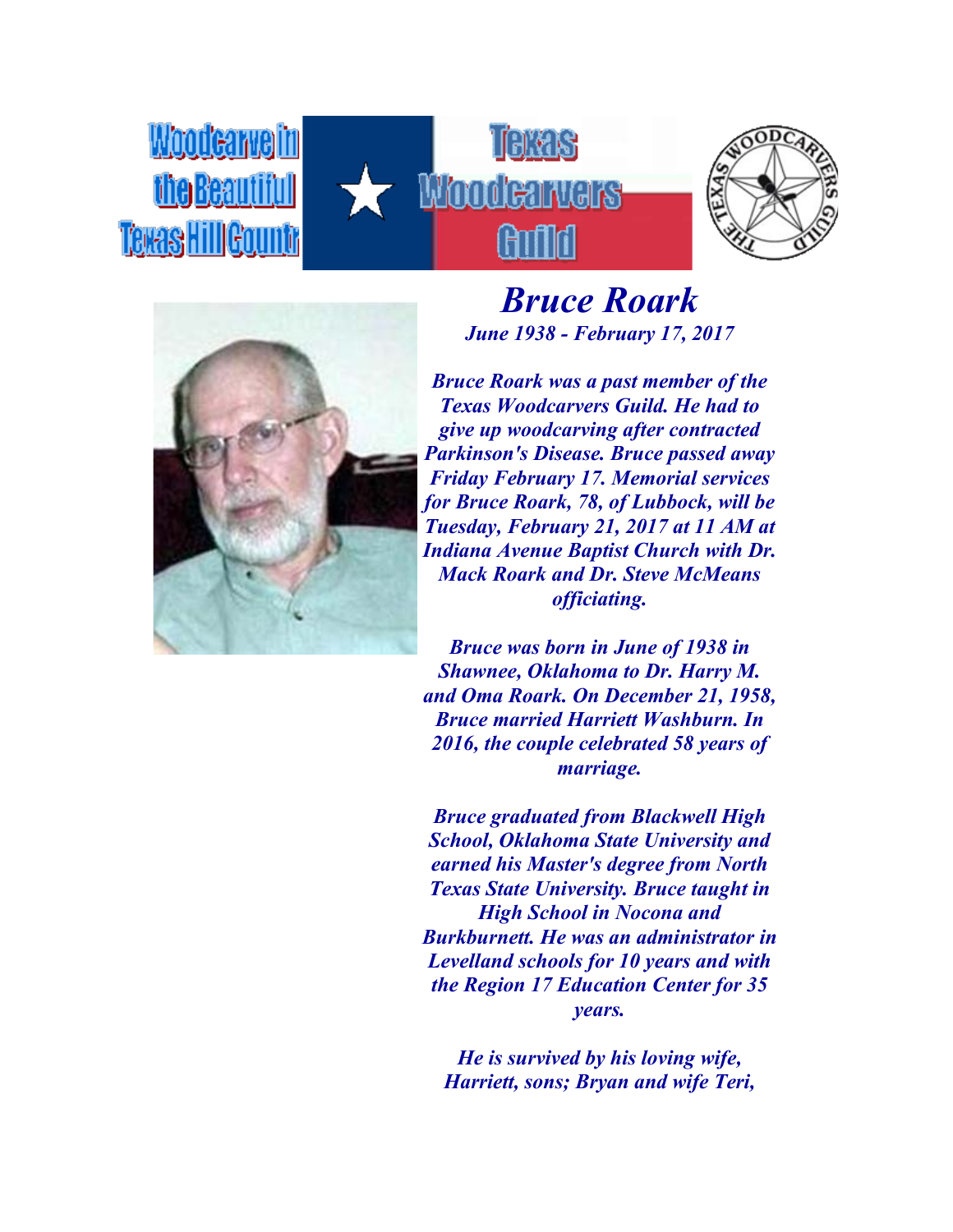# Bruce Roark

***June 1938 - February 17, 2017***

***Bruce Roark was a past member of the Texas Woodcarvers Guild. He had to give up woodcarving after contracted Parkinson's Disease. Bruce passed away Friday February 17. Memorial services for Bruce Roark, 78, of Lubbock, will be Tuesday, February 21, 2017 at 11 AM at Indiana Avenue Baptist Church with Dr. Mack Roark and Dr. Steve McMeans officiating.***

***Bruce was born in June of 1938 in Shawnee, Oklahoma to Dr. Harry M. and Oma Roark. On December 21, 1958, Bruce married Harriett Washburn. In 2016, the couple celebrated 58 years of marriage.***

***Bruce graduated from Blackwell High School, Oklahoma State University and earned his Master's degree from North Texas State University. Bruce taught in High School in Nocona and Burkburnett. He was an administrator in Levelland schools for 10 years and with the Region 17 Education Center for 35 years.***

***He is survived by his loving wife, Harriett, sons; Bryan and wife Teri,***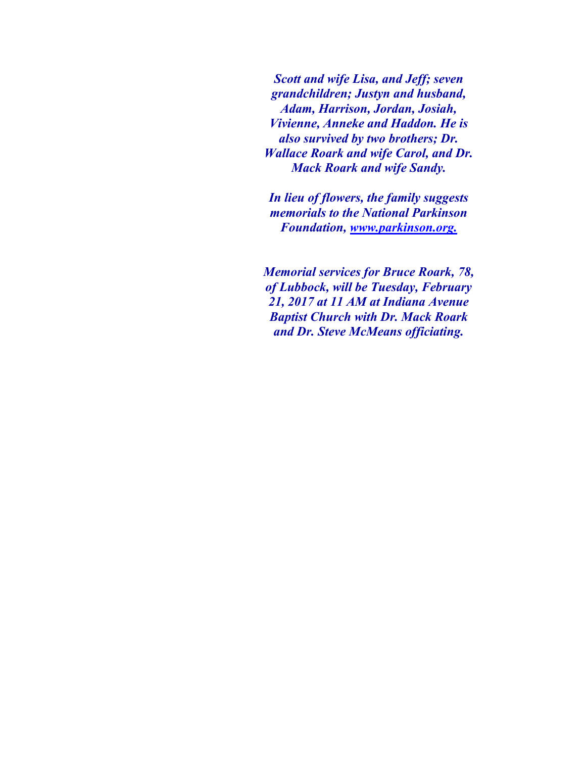***Scott and wife Lisa, and Jeff; seven grandchildren; Justyn and husband, Adam, Harrison, Jordan, Josiah, Vivienne, Anneke and Haddon. He is also survived by two brothers; Dr. Wallace Roark and wife Carol, and Dr. Mack Roark and wife Sandy.***

***In lieu of flowers, the family suggests memorials to the National Parkinson Foundation, [www.parkinson.org.](http://www.parkinson.org)***

***Memorial services for Bruce Roark, 78, of Lubbock, will be Tuesday, February 21, 2017 at 11 AM at Indiana Avenue Baptist Church with Dr. Mack Roark and Dr. Steve McMeans officiating.***